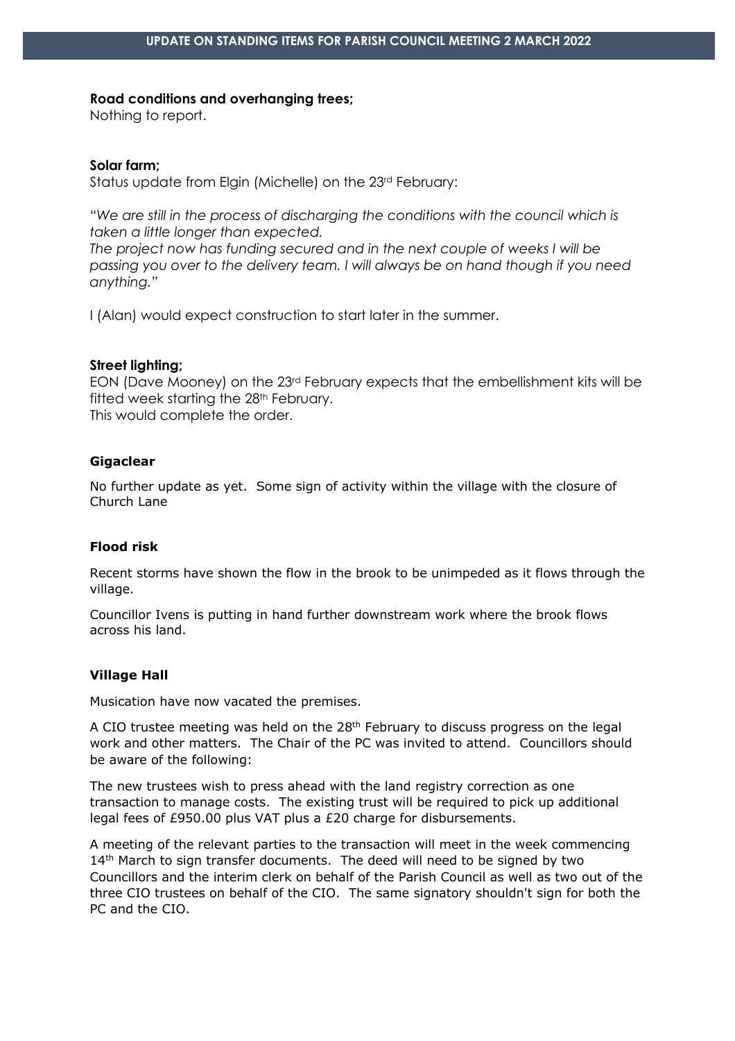# UPDATE ON STANDING ITEMS FOR PARISH COUNCIL MEETING 2 MARCH 2022

**Road conditions and overhanging trees;**

Nothing to report.

**Solar farm;**

Status update from Elgin (Michelle) on the 23rd February:

*"We are still in the process of discharging the conditions with the council which is taken a little longer than expected.*
*The project now has funding secured and in the next couple of weeks I will be passing you over to the delivery team. I will always be on hand though if you need anything."*

I (Alan) would expect construction to start later in the summer.

**Street lighting;**

EON (Dave Mooney) on the 23rd February expects that the embellishment kits will be fitted week starting the 28th February.
This would complete the order.

**Gigaclear**

No further update as yet. Some sign of activity within the village with the closure of Church Lane

**Flood risk**

Recent storms have shown the flow in the brook to be unimpeded as it flows through the village.

Councillor Ivens is putting in hand further downstream work where the brook flows across his land.

**Village Hall**

Musication have now vacated the premises.

A CIO trustee meeting was held on the 28th February to discuss progress on the legal work and other matters. The Chair of the PC was invited to attend. Councillors should be aware of the following:

The new trustees wish to press ahead with the land registry correction as one transaction to manage costs. The existing trust will be required to pick up additional legal fees of £950.00 plus VAT plus a £20 charge for disbursements.

A meeting of the relevant parties to the transaction will meet in the week commencing 14th March to sign transfer documents. The deed will need to be signed by two Councillors and the interim clerk on behalf of the Parish Council as well as two out of the three CIO trustees on behalf of the CIO. The same signatory shouldn't sign for both the PC and the CIO.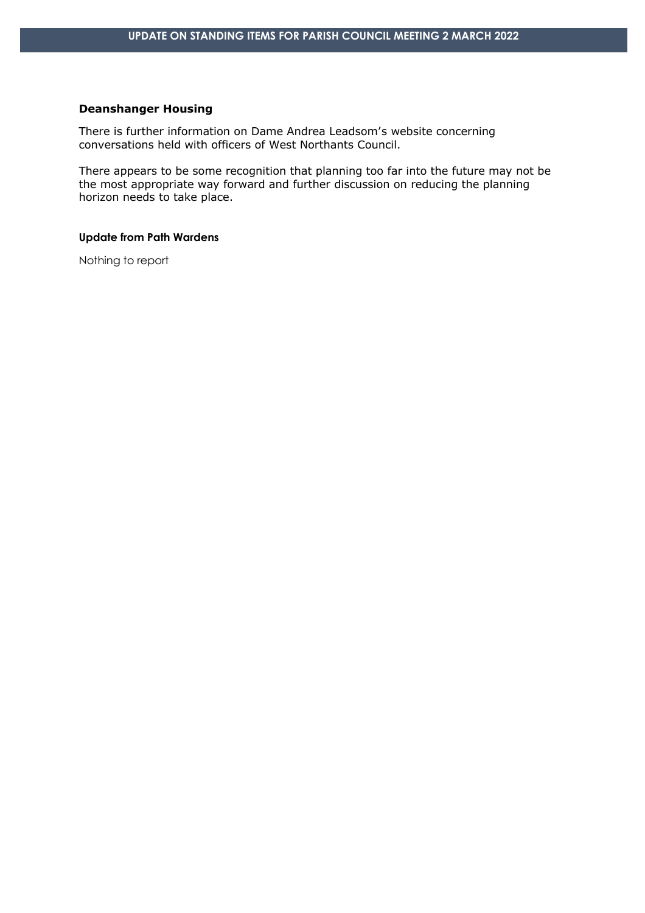### Deanshanger Housing

There is further information on Dame Andrea Leadsom's website concerning conversations held with officers of West Northants Council.

There appears to be some recognition that planning too far into the future may not be the most appropriate way forward and further discussion on reducing the planning horizon needs to take place.

### Update from Path Wardens

Nothing to report